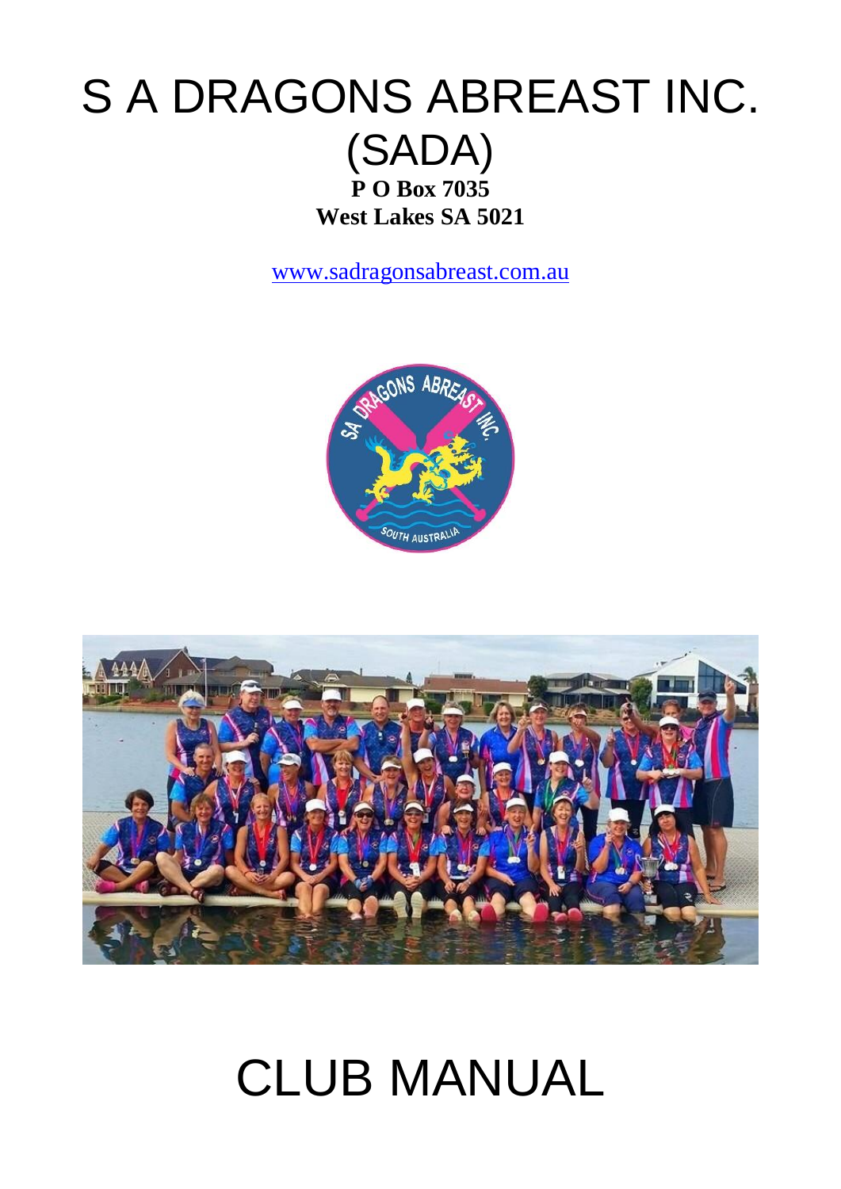# S A DRAGONS ABREAST INC.

# (SADA)

**P O Box 7035**

**West Lakes SA 5021**

www.sadragonsabreast.com.au

# CLUB MANUAL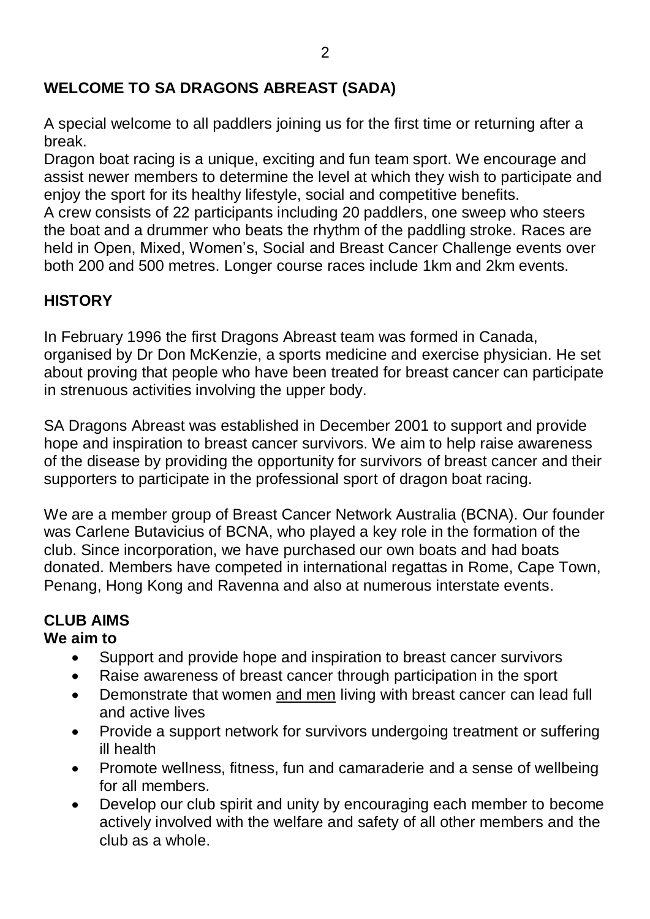## WELCOME TO SA DRAGONS ABREAST (SADA)

A special welcome to all paddlers joining us for the first time or returning after a break.

Dragon boat racing is a unique, exciting and fun team sport. We encourage and assist newer members to determine the level at which they wish to participate and enjoy the sport for its healthy lifestyle, social and competitive benefits.

A crew consists of 22 participants including 20 paddlers, one sweep who steers the boat and a drummer who beats the rhythm of the paddling stroke. Races are held in Open, Mixed, Women's, Social and Breast Cancer Challenge events over both 200 and 500 metres. Longer course races include 1km and 2km events.

## HISTORY

In February 1996 the first Dragons Abreast team was formed in Canada, organised by Dr Don McKenzie, a sports medicine and exercise physician. He set about proving that people who have been treated for breast cancer can participate in strenuous activities involving the upper body.

SA Dragons Abreast was established in December 2001 to support and provide hope and inspiration to breast cancer survivors. We aim to help raise awareness of the disease by providing the opportunity for survivors of breast cancer and their supporters to participate in the professional sport of dragon boat racing.

We are a member group of Breast Cancer Network Australia (BCNA). Our founder was Carlene Butavicius of BCNA, who played a key role in the formation of the club. Since incorporation, we have purchased our own boats and had boats donated. Members have competed in international regattas in Rome, Cape Town, Penang, Hong Kong and Ravenna and also at numerous interstate events.

## CLUB AIMS

**We aim to**

- Support and provide hope and inspiration to breast cancer survivors
- Raise awareness of breast cancer through participation in the sport
- Demonstrate that women and men living with breast cancer can lead full and active lives
- Provide a support network for survivors undergoing treatment or suffering ill health
- Promote wellness, fitness, fun and camaraderie and a sense of wellbeing for all members.
- Develop our club spirit and unity by encouraging each member to become actively involved with the welfare and safety of all other members and the club as a whole.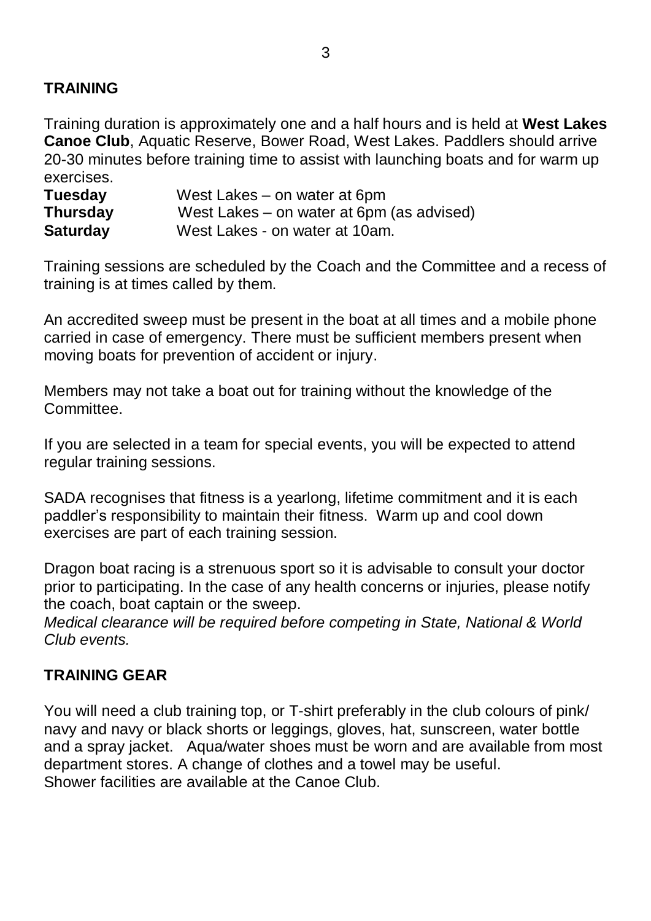## TRAINING

Training duration is approximately one and a half hours and is held at **West Lakes Canoe Club**, Aquatic Reserve, Bower Road, West Lakes. Paddlers should arrive 20-30 minutes before training time to assist with launching boats and for warm up exercises.

**Tuesday** West Lakes – on water at 6pm
**Thursday** West Lakes – on water at 6pm (as advised)
**Saturday** West Lakes - on water at 10am.

Training sessions are scheduled by the Coach and the Committee and a recess of training is at times called by them.

An accredited sweep must be present in the boat at all times and a mobile phone carried in case of emergency. There must be sufficient members present when moving boats for prevention of accident or injury.

Members may not take a boat out for training without the knowledge of the Committee.

If you are selected in a team for special events, you will be expected to attend regular training sessions.

SADA recognises that fitness is a yearlong, lifetime commitment and it is each paddler's responsibility to maintain their fitness. Warm up and cool down exercises are part of each training session.

Dragon boat racing is a strenuous sport so it is advisable to consult your doctor prior to participating. In the case of any health concerns or injuries, please notify the coach, boat captain or the sweep.
*Medical clearance will be required before competing in State, National & World Club events.*

## TRAINING GEAR

You will need a club training top, or T-shirt preferably in the club colours of pink/ navy and navy or black shorts or leggings, gloves, hat, sunscreen, water bottle and a spray jacket. Aqua/water shoes must be worn and are available from most department stores. A change of clothes and a towel may be useful.
Shower facilities are available at the Canoe Club.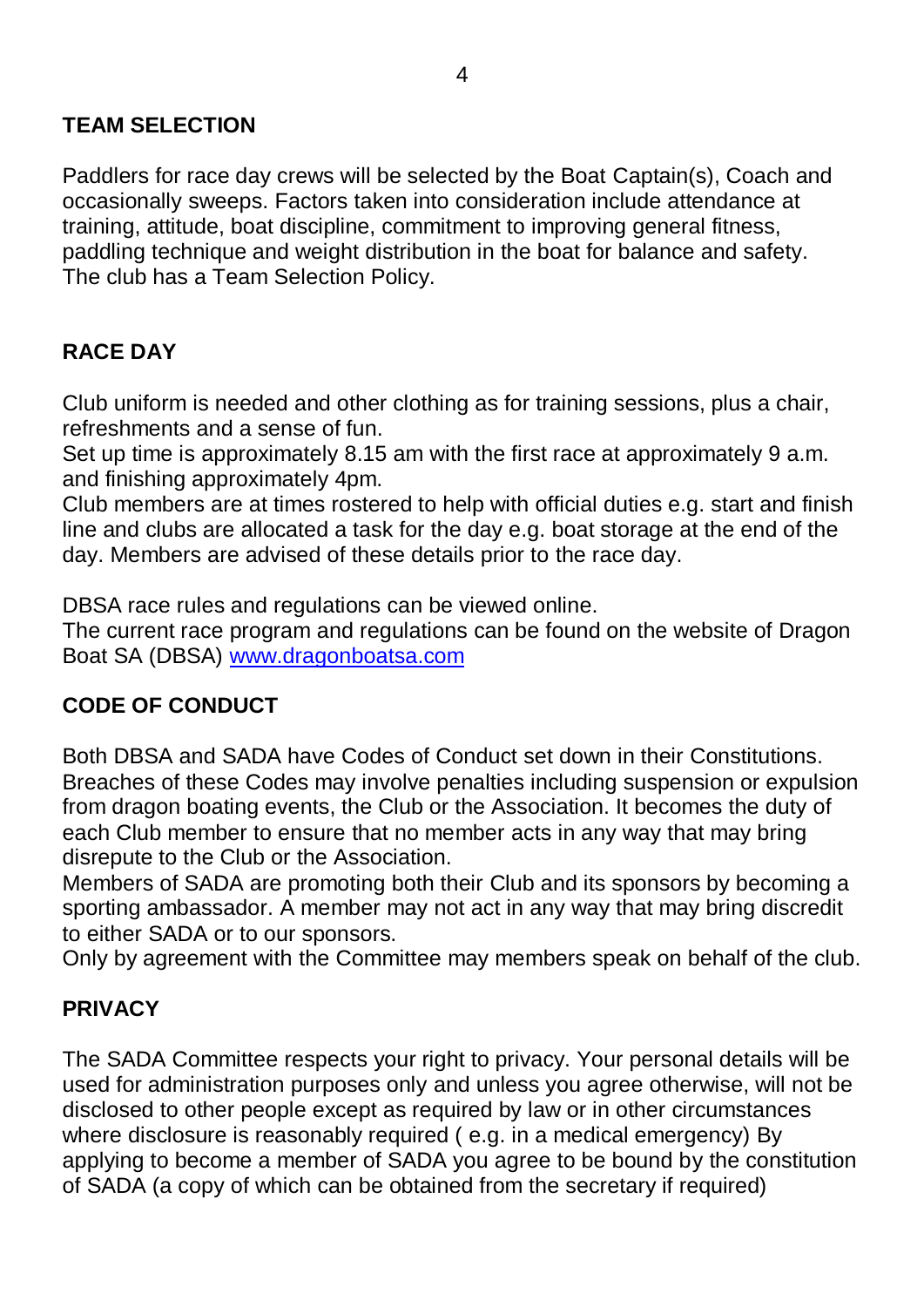## TEAM SELECTION

Paddlers for race day crews will be selected by the Boat Captain(s), Coach and occasionally sweeps. Factors taken into consideration include attendance at training, attitude, boat discipline, commitment to improving general fitness, paddling technique and weight distribution in the boat for balance and safety. The club has a Team Selection Policy.

## RACE DAY

Club uniform is needed and other clothing as for training sessions, plus a chair, refreshments and a sense of fun.

Set up time is approximately 8.15 am with the first race at approximately 9 a.m. and finishing approximately 4pm.

Club members are at times rostered to help with official duties e.g. start and finish line and clubs are allocated a task for the day e.g. boat storage at the end of the day. Members are advised of these details prior to the race day.

DBSA race rules and regulations can be viewed online.

The current race program and regulations can be found on the website of Dragon Boat SA (DBSA) [www.dragonboatsa.com](http://www.dragonboatsa.com)

## CODE OF CONDUCT

Both DBSA and SADA have Codes of Conduct set down in their Constitutions. Breaches of these Codes may involve penalties including suspension or expulsion from dragon boating events, the Club or the Association. It becomes the duty of each Club member to ensure that no member acts in any way that may bring disrepute to the Club or the Association.

Members of SADA are promoting both their Club and its sponsors by becoming a sporting ambassador. A member may not act in any way that may bring discredit to either SADA or to our sponsors.

Only by agreement with the Committee may members speak on behalf of the club.

## PRIVACY

The SADA Committee respects your right to privacy. Your personal details will be used for administration purposes only and unless you agree otherwise, will not be disclosed to other people except as required by law or in other circumstances where disclosure is reasonably required ( e.g. in a medical emergency) By applying to become a member of SADA you agree to be bound by the constitution of SADA (a copy of which can be obtained from the secretary if required)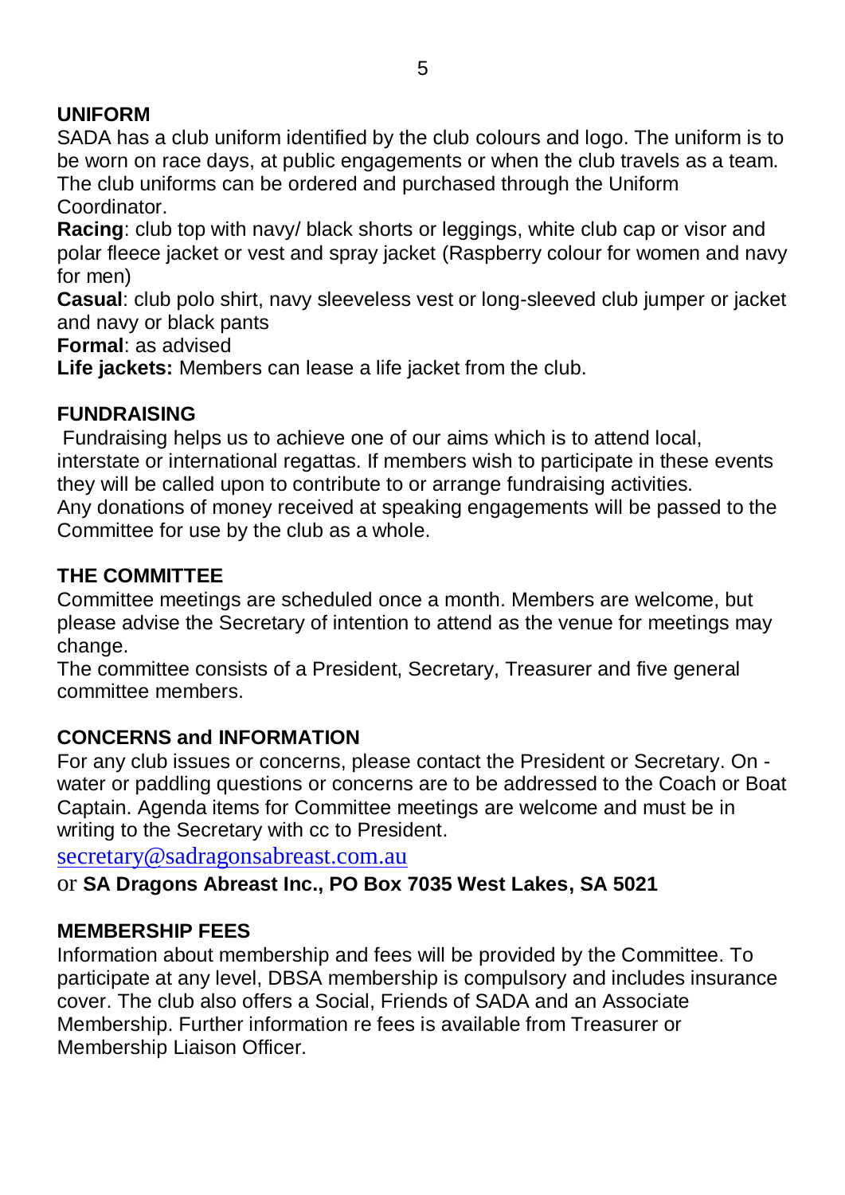## UNIFORM

SADA has a club uniform identified by the club colours and logo. The uniform is to be worn on race days, at public engagements or when the club travels as a team. The club uniforms can be ordered and purchased through the Uniform Coordinator.

**Racing**: club top with navy/ black shorts or leggings, white club cap or visor and polar fleece jacket or vest and spray jacket (Raspberry colour for women and navy for men)

**Casual**: club polo shirt, navy sleeveless vest or long-sleeved club jumper or jacket and navy or black pants

**Formal**: as advised

**Life jackets:** Members can lease a life jacket from the club.

## FUNDRAISING

Fundraising helps us to achieve one of our aims which is to attend local, interstate or international regattas. If members wish to participate in these events they will be called upon to contribute to or arrange fundraising activities.

Any donations of money received at speaking engagements will be passed to the Committee for use by the club as a whole.

## THE COMMITTEE

Committee meetings are scheduled once a month. Members are welcome, but please advise the Secretary of intention to attend as the venue for meetings may change.

The committee consists of a President, Secretary, Treasurer and five general committee members.

## CONCERNS and INFORMATION

For any club issues or concerns, please contact the President or Secretary. On - water or paddling questions or concerns are to be addressed to the Coach or Boat Captain. Agenda items for Committee meetings are welcome and must be in writing to the Secretary with cc to President.

secretary@sadragonsabreast.com.au

or **SA Dragons Abreast Inc., PO Box 7035 West Lakes, SA 5021**

## MEMBERSHIP FEES

Information about membership and fees will be provided by the Committee. To participate at any level, DBSA membership is compulsory and includes insurance cover. The club also offers a Social, Friends of SADA and an Associate Membership. Further information re fees is available from Treasurer or Membership Liaison Officer.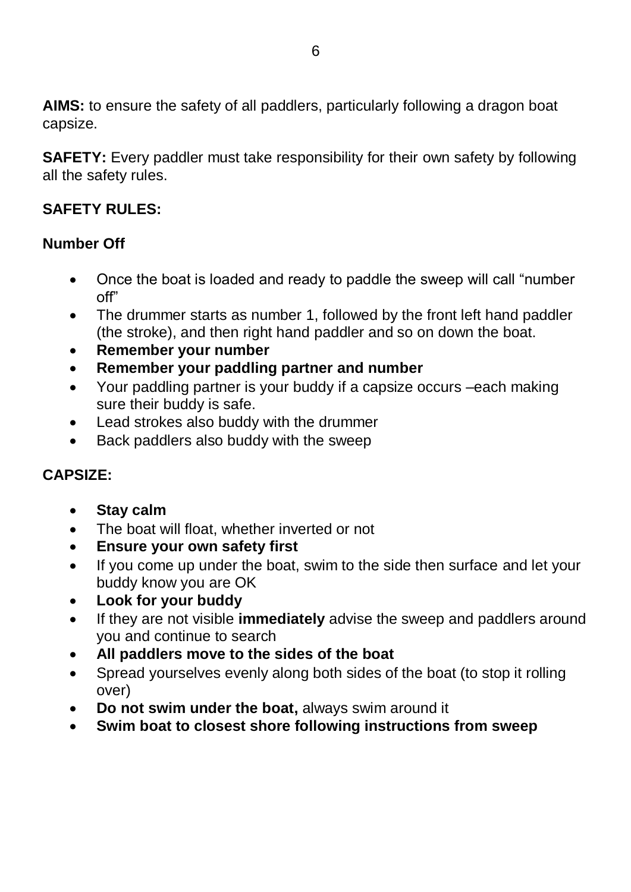**AIMS:** to ensure the safety of all paddlers, particularly following a dragon boat capsize.

**SAFETY:** Every paddler must take responsibility for their own safety by following all the safety rules.

**SAFETY RULES:**

**Number Off**

- Once the boat is loaded and ready to paddle the sweep will call "number off"
- The drummer starts as number 1, followed by the front left hand paddler (the stroke), and then right hand paddler and so on down the boat.
- **Remember your number**
- **Remember your paddling partner and number**
- Your paddling partner is your buddy if a capsize occurs –each making sure their buddy is safe.
- Lead strokes also buddy with the drummer
- Back paddlers also buddy with the sweep

**CAPSIZE:**

- **Stay calm**
- The boat will float, whether inverted or not
- **Ensure your own safety first**
- If you come up under the boat, swim to the side then surface and let your buddy know you are OK
- **Look for your buddy**
- If they are not visible **immediately** advise the sweep and paddlers around you and continue to search
- **All paddlers move to the sides of the boat**
- Spread yourselves evenly along both sides of the boat (to stop it rolling over)
- **Do not swim under the boat,** always swim around it
- **Swim boat to closest shore following instructions from sweep**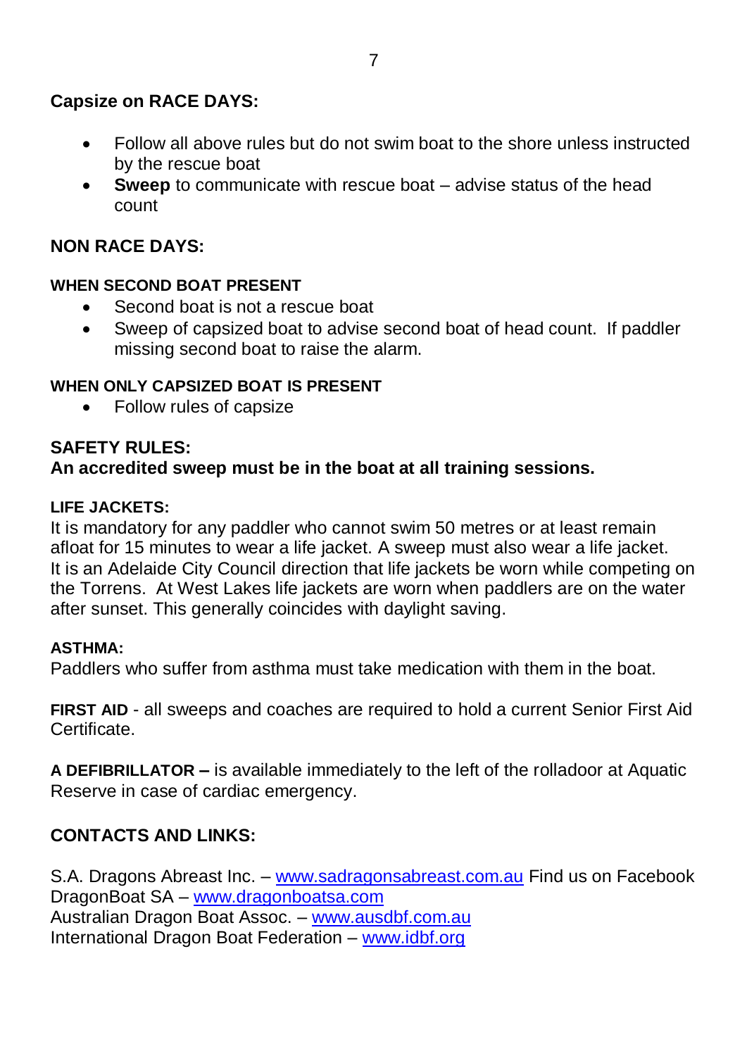## Capsize on RACE DAYS:

- Follow all above rules but do not swim boat to the shore unless instructed by the rescue boat
- **Sweep** to communicate with rescue boat – advise status of the head count

## NON RACE DAYS:

### WHEN SECOND BOAT PRESENT

- Second boat is not a rescue boat
- Sweep of capsized boat to advise second boat of head count. If paddler missing second boat to raise the alarm.

### WHEN ONLY CAPSIZED BOAT IS PRESENT

- Follow rules of capsize

## SAFETY RULES:

**An accredited sweep must be in the boat at all training sessions.**

### LIFE JACKETS:

It is mandatory for any paddler who cannot swim 50 metres or at least remain afloat for 15 minutes to wear a life jacket. A sweep must also wear a life jacket. It is an Adelaide City Council direction that life jackets be worn while competing on the Torrens. At West Lakes life jackets are worn when paddlers are on the water after sunset. This generally coincides with daylight saving.

### ASTHMA:

Paddlers who suffer from asthma must take medication with them in the boat.

**FIRST AID** - all sweeps and coaches are required to hold a current Senior First Aid Certificate.

**A DEFIBRILLATOR –** is available immediately to the left of the rolladoor at Aquatic Reserve in case of cardiac emergency.

## CONTACTS AND LINKS:

S.A. Dragons Abreast Inc. – www.sadragonsabreast.com.au Find us on Facebook
DragonBoat SA – www.dragonboatsa.com
Australian Dragon Boat Assoc. – www.ausdbf.com.au
International Dragon Boat Federation – www.idbf.org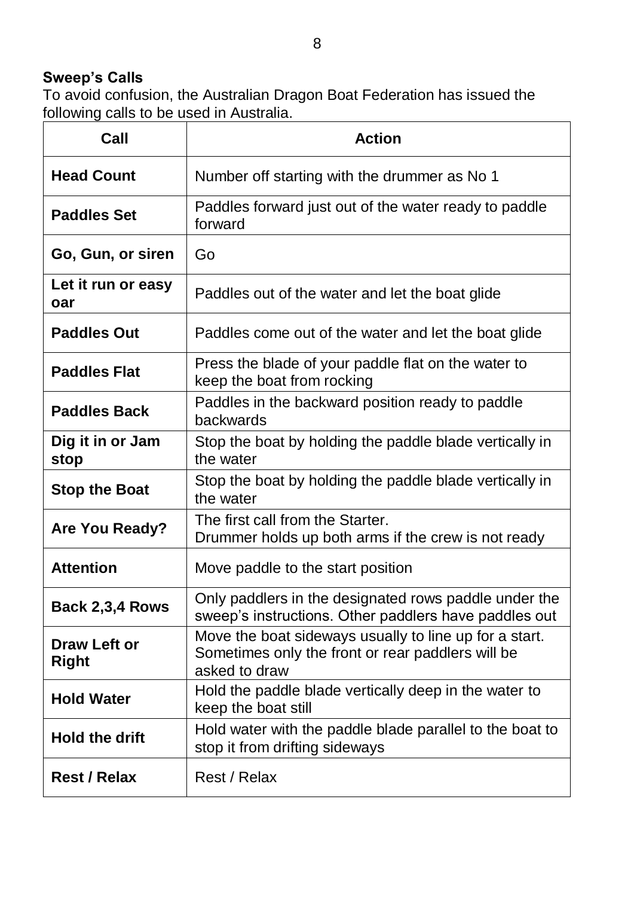**Sweep's Calls**

To avoid confusion, the Australian Dragon Boat Federation has issued the following calls to be used in Australia.

| Call | Action |
|---|---|
| **Head Count** | Number off starting with the drummer as No 1 |
| **Paddles Set** | Paddles forward just out of the water ready to paddle forward |
| **Go, Gun, or siren** | Go |
| **Let it run or easy oar** | Paddles out of the water and let the boat glide |
| **Paddles Out** | Paddles come out of the water and let the boat glide |
| **Paddles Flat** | Press the blade of your paddle flat on the water to keep the boat from rocking |
| **Paddles Back** | Paddles in the backward position ready to paddle backwards |
| **Dig it in or Jam stop** | Stop the boat by holding the paddle blade vertically in the water |
| **Stop the Boat** | Stop the boat by holding the paddle blade vertically in the water |
| **Are You Ready?** | The first call from the Starter. Drummer holds up both arms if the crew is not ready |
| **Attention** | Move paddle to the start position |
| **Back 2,3,4 Rows** | Only paddlers in the designated rows paddle under the sweep's instructions. Other paddlers have paddles out |
| **Draw Left or Right** | Move the boat sideways usually to line up for a start. Sometimes only the front or rear paddlers will be asked to draw |
| **Hold Water** | Hold the paddle blade vertically deep in the water to keep the boat still |
| **Hold the drift** | Hold water with the paddle blade parallel to the boat to stop it from drifting sideways |
| **Rest / Relax** | Rest / Relax |